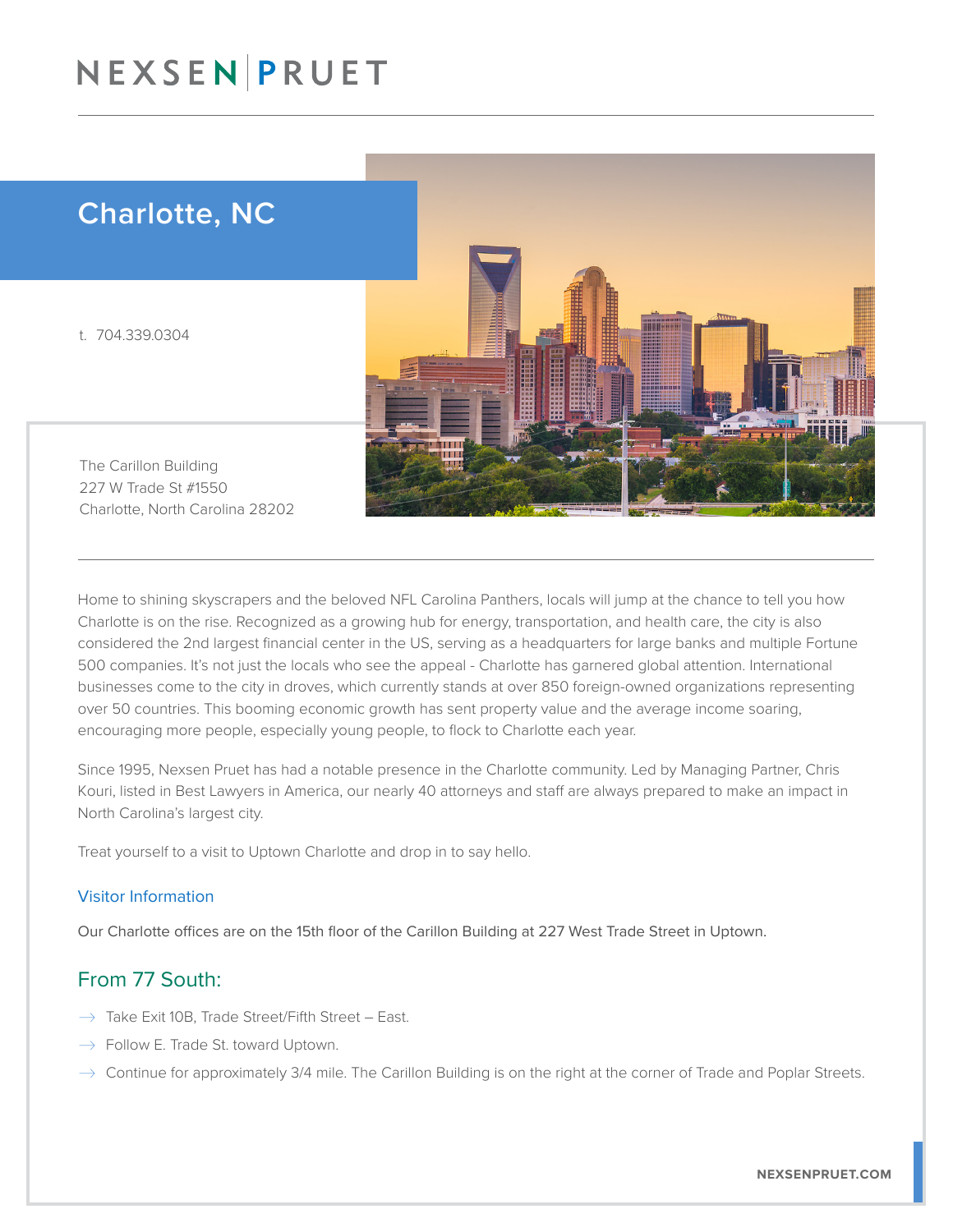NEXSEN | PRUET

# Charlotte, NC

t. 704.339.0304

The Carillon Building
227 W Trade St #1550
Charlotte, North Carolina 28202

Home to shining skyscrapers and the beloved NFL Carolina Panthers, locals will jump at the chance to tell you how Charlotte is on the rise. Recognized as a growing hub for energy, transportation, and health care, the city is also considered the 2nd largest financial center in the US, serving as a headquarters for large banks and multiple Fortune 500 companies. It's not just the locals who see the appeal - Charlotte has garnered global attention. International businesses come to the city in droves, which currently stands at over 850 foreign-owned organizations representing over 50 countries. This booming economic growth has sent property value and the average income soaring, encouraging more people, especially young people, to flock to Charlotte each year.

Since 1995, Nexsen Pruet has had a notable presence in the Charlotte community. Led by Managing Partner, Chris Kouri, listed in Best Lawyers in America, our nearly 40 attorneys and staff are always prepared to make an impact in North Carolina's largest city.

Treat yourself to a visit to Uptown Charlotte and drop in to say hello.

### Visitor Information

Our Charlotte offices are on the 15th floor of the Carillon Building at 227 West Trade Street in Uptown.

## From 77 South:

- Take Exit 10B, Trade Street/Fifth Street – East.
- Follow E. Trade St. toward Uptown.
- Continue for approximately 3/4 mile. The Carillon Building is on the right at the corner of Trade and Poplar Streets.

NEXSENPRUET.COM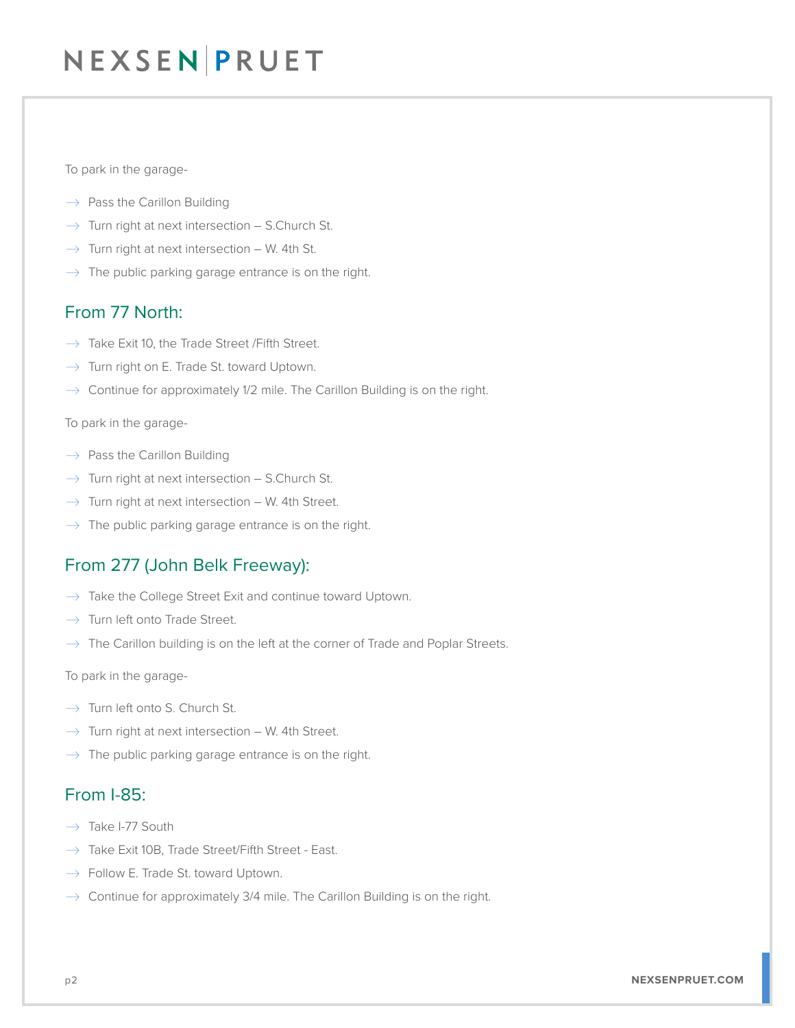To park in the garage-

- Pass the Carillon Building
- Turn right at next intersection – S.Church St.
- Turn right at next intersection – W. 4th St.
- The public parking garage entrance is on the right.

## From 77 North:

- Take Exit 10, the Trade Street /Fifth Street.
- Turn right on E. Trade St. toward Uptown.
- Continue for approximately 1/2 mile. The Carillon Building is on the right.

To park in the garage-

- Pass the Carillon Building
- Turn right at next intersection – S.Church St.
- Turn right at next intersection – W. 4th Street.
- The public parking garage entrance is on the right.

## From 277 (John Belk Freeway):

- Take the College Street Exit and continue toward Uptown.
- Turn left onto Trade Street.
- The Carillon building is on the left at the corner of Trade and Poplar Streets.

To park in the garage-

- Turn left onto S. Church St.
- Turn right at next intersection – W. 4th Street.
- The public parking garage entrance is on the right.

## From I-85:

- Take I-77 South
- Take Exit 10B, Trade Street/Fifth Street - East.
- Follow E. Trade St. toward Uptown.
- Continue for approximately 3/4 mile. The Carillon Building is on the right.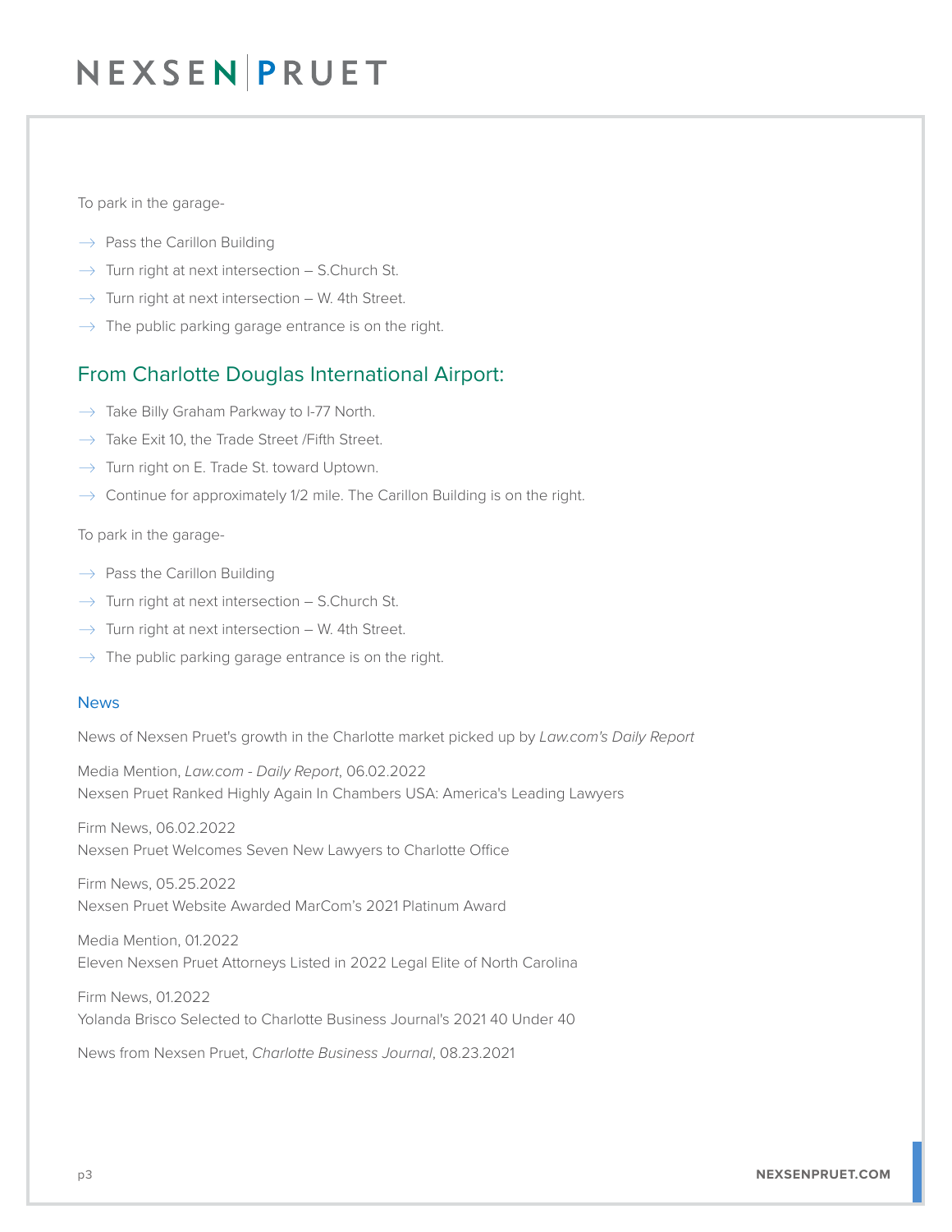To park in the garage-

- Pass the Carillon Building
- Turn right at next intersection – S.Church St.
- Turn right at next intersection – W. 4th Street.
- The public parking garage entrance is on the right.

## From Charlotte Douglas International Airport:

- Take Billy Graham Parkway to I-77 North.
- Take Exit 10, the Trade Street /Fifth Street.
- Turn right on E. Trade St. toward Uptown.
- Continue for approximately 1/2 mile. The Carillon Building is on the right.

To park in the garage-

- Pass the Carillon Building
- Turn right at next intersection – S.Church St.
- Turn right at next intersection – W. 4th Street.
- The public parking garage entrance is on the right.

### News

News of Nexsen Pruet's growth in the Charlotte market picked up by *Law.com's Daily Report*

Media Mention, *Law.com - Daily Report*, 06.02.2022
Nexsen Pruet Ranked Highly Again In Chambers USA: America's Leading Lawyers

Firm News, 06.02.2022
Nexsen Pruet Welcomes Seven New Lawyers to Charlotte Office

Firm News, 05.25.2022
Nexsen Pruet Website Awarded MarCom's 2021 Platinum Award

Media Mention, 01.2022
Eleven Nexsen Pruet Attorneys Listed in 2022 Legal Elite of North Carolina

Firm News, 01.2022
Yolanda Brisco Selected to Charlotte Business Journal's 2021 40 Under 40

News from Nexsen Pruet, *Charlotte Business Journal*, 08.23.2021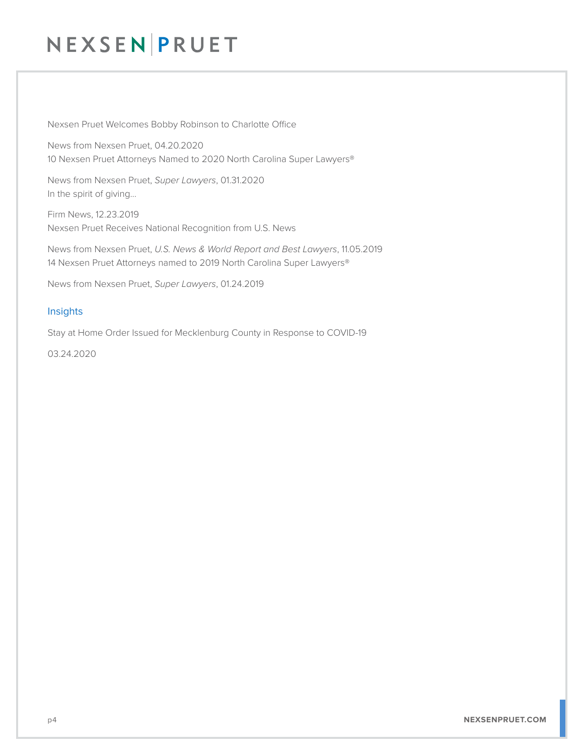Nexsen Pruet Welcomes Bobby Robinson to Charlotte Office

News from Nexsen Pruet, 04.20.2020
10 Nexsen Pruet Attorneys Named to 2020 North Carolina Super Lawyers®

News from Nexsen Pruet, *Super Lawyers*, 01.31.2020
In the spirit of giving...

Firm News, 12.23.2019
Nexsen Pruet Receives National Recognition from U.S. News

News from Nexsen Pruet, *U.S. News & World Report and Best Lawyers*, 11.05.2019
14 Nexsen Pruet Attorneys named to 2019 North Carolina Super Lawyers®

News from Nexsen Pruet, *Super Lawyers*, 01.24.2019

## Insights

Stay at Home Order Issued for Mecklenburg County in Response to COVID-19

03.24.2020